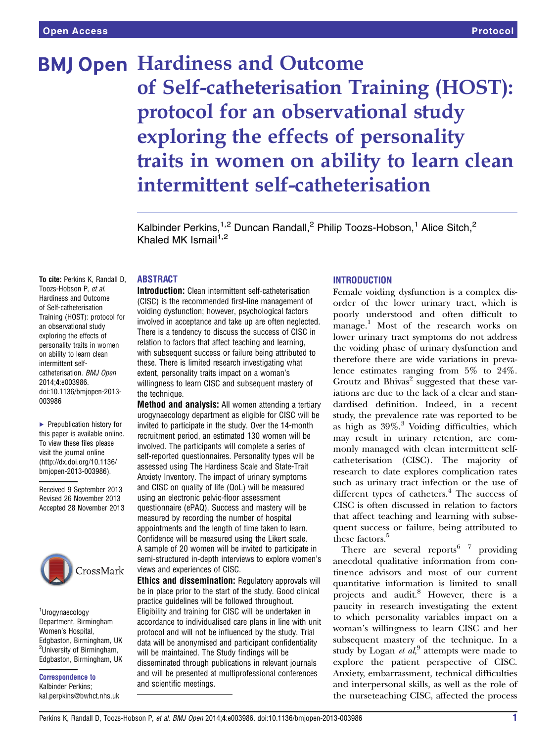# Hardiness and Outcome of Self-catheterisation Training (HOST): protocol for an observational study exploring the effects of personality traits in women on ability to learn clean intermittent self-catheterisation

Kalbinder Perkins,[1,2] Duncan Randall,[2] Philip Toozs-Hobson,[1] Alice Sitch,[2] Khaled MK Ismail[1,2]

**To cite:** Perkins K, Randall D, Toozs-Hobson P, *et al*. Hardiness and Outcome of Self-catheterisation Training (HOST): protocol for an observational study exploring the effects of personality traits in women on ability to learn clean intermittent self-catheterisation. *BMJ Open* 2014;**4**:e003986. doi:10.1136/bmjopen-2013-003986

► Prepublication history for this paper is available online. To view these files please visit the journal online (http://dx.doi.org/10.1136/bmjopen-2013-003986).

Received 9 September 2013
Revised 26 November 2013
Accepted 28 November 2013

[1]Urogynaecology Department, Birmingham Women's Hospital, Edgbaston, Birmingham, UK
[2]University of Birmingham, Edgbaston, Birmingham, UK

**Correspondence to**
Kalbinder Perkins;
kal.perpkins@bwhct.nhs.uk

## ABSTRACT

**Introduction:** Clean intermittent self-catheterisation (CISC) is the recommended first-line management of voiding dysfunction; however, psychological factors involved in acceptance and take up are often neglected. There is a tendency to discuss the success of CISC in relation to factors that affect teaching and learning, with subsequent success or failure being attributed to these. There is limited research investigating what extent, personality traits impact on a woman's willingness to learn CISC and subsequent mastery of the technique.

**Method and analysis:** All women attending a tertiary urogynaecology department as eligible for CISC will be invited to participate in the study. Over the 14-month recruitment period, an estimated 130 women will be involved. The participants will complete a series of self-reported questionnaires. Personality types will be assessed using The Hardiness Scale and State-Trait Anxiety Inventory. The impact of urinary symptoms and CISC on quality of life (QoL) will be measured using an electronic pelvic-floor assessment questionnaire (ePAQ). Success and mastery will be measured by recording the number of hospital appointments and the length of time taken to learn. Confidence will be measured using the Likert scale. A sample of 20 women will be invited to participate in semi-structured in-depth interviews to explore women's views and experiences of CISC.

**Ethics and dissemination:** Regulatory approvals will be in place prior to the start of the study. Good clinical practice guidelines will be followed throughout. Eligibility and training for CISC will be undertaken in accordance to individualised care plans in line with unit protocol and will not be influenced by the study. Trial data will be anonymised and participant confidentiality will be maintained. The Study findings will be disseminated through publications in relevant journals and will be presented at multiprofessional conferences and scientific meetings.

## INTRODUCTION

Female voiding dysfunction is a complex disorder of the lower urinary tract, which is poorly understood and often difficult to manage.[1] Most of the research works on lower urinary tract symptoms do not address the voiding phase of urinary dysfunction and therefore there are wide variations in prevalence estimates ranging from 5% to 24%. Groutz and Bhivas[2] suggested that these variations are due to the lack of a clear and standardised definition. Indeed, in a recent study, the prevalence rate was reported to be as high as 39%.[3] Voiding difficulties, which may result in urinary retention, are commonly managed with clean intermittent self-catheterisation (CISC). The majority of research to date explores complication rates such as urinary tract infection or the use of different types of catheters.[4] The success of CISC is often discussed in relation to factors that affect teaching and learning with subsequent success or failure, being attributed to these factors.[5]

There are several reports[6 7] providing anecdotal qualitative information from continence advisors and most of our current quantitative information is limited to small projects and audit.[8] However, there is a paucity in research investigating the extent to which personality variables impact on a woman's willingness to learn CISC and her subsequent mastery of the technique. In a study by Logan *et al*,[9] attempts were made to explore the patient perspective of CISC. Anxiety, embarrassment, technical difficulties and interpersonal skills, as well as the role of the nurseteaching CISC, affected the process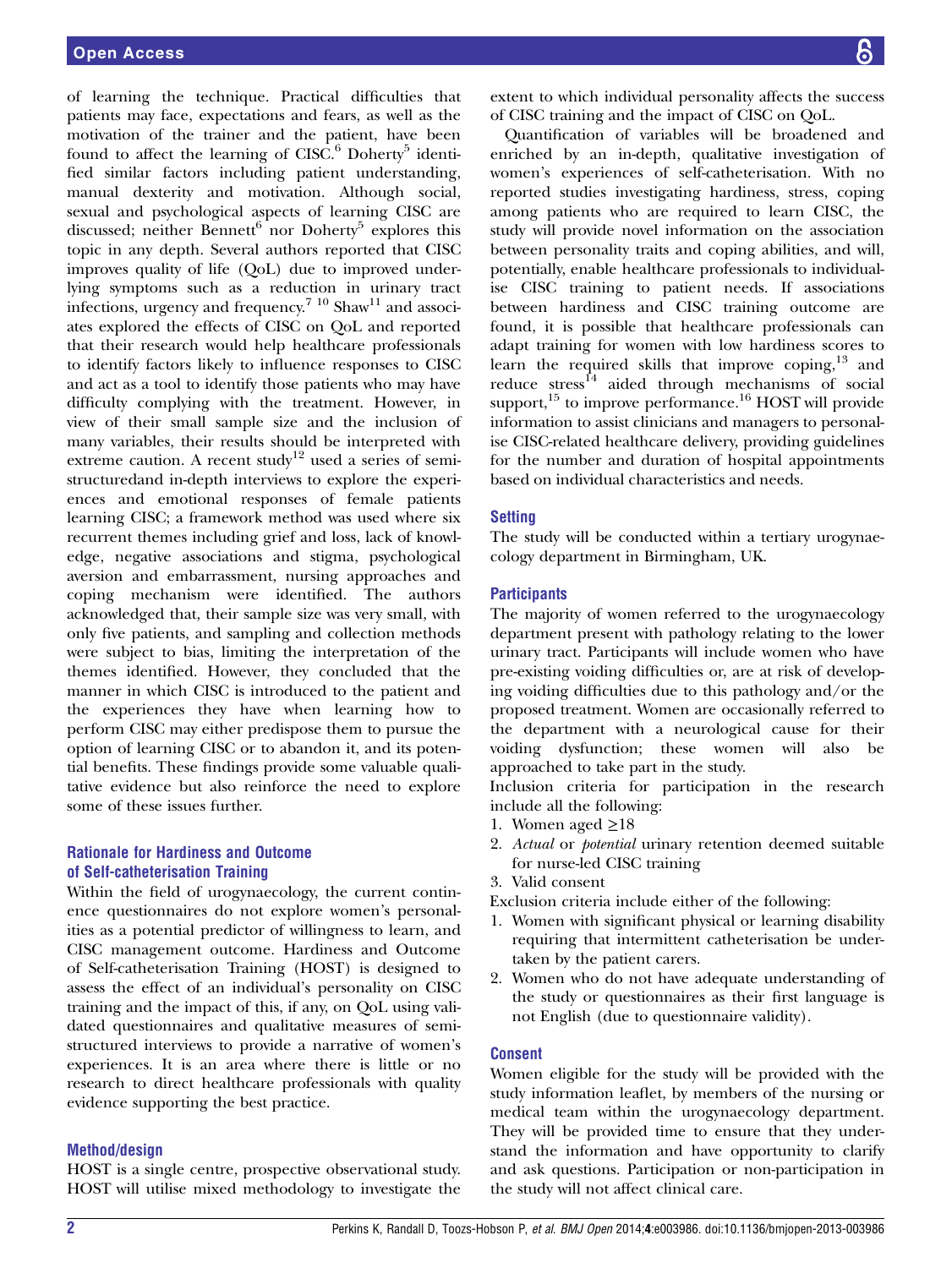of learning the technique. Practical difficulties that patients may face, expectations and fears, as well as the motivation of the trainer and the patient, have been found to affect the learning of CISC.[6] Doherty[5] identified similar factors including patient understanding, manual dexterity and motivation. Although social, sexual and psychological aspects of learning CISC are discussed; neither Bennett[6] nor Doherty[5] explores this topic in any depth. Several authors reported that CISC improves quality of life (QoL) due to improved underlying symptoms such as a reduction in urinary tract infections, urgency and frequency.[7 10] Shaw[11] and associates explored the effects of CISC on QoL and reported that their research would help healthcare professionals to identify factors likely to influence responses to CISC and act as a tool to identify those patients who may have difficulty complying with the treatment. However, in view of their small sample size and the inclusion of many variables, their results should be interpreted with extreme caution. A recent study[12] used a series of semi-structuredand in-depth interviews to explore the experiences and emotional responses of female patients learning CISC; a framework method was used where six recurrent themes including grief and loss, lack of knowledge, negative associations and stigma, psychological aversion and embarrassment, nursing approaches and coping mechanism were identified. The authors acknowledged that, their sample size was very small, with only five patients, and sampling and collection methods were subject to bias, limiting the interpretation of the themes identified. However, they concluded that the manner in which CISC is introduced to the patient and the experiences they have when learning how to perform CISC may either predispose them to pursue the option of learning CISC or to abandon it, and its potential benefits. These findings provide some valuable qualitative evidence but also reinforce the need to explore some of these issues further.

### Rationale for Hardiness and Outcome of Self-catheterisation Training

Within the field of urogynaecology, the current continence questionnaires do not explore women's personalities as a potential predictor of willingness to learn, and CISC management outcome. Hardiness and Outcome of Self-catheterisation Training (HOST) is designed to assess the effect of an individual's personality on CISC training and the impact of this, if any, on QoL using validated questionnaires and qualitative measures of semi-structured interviews to provide a narrative of women's experiences. It is an area where there is little or no research to direct healthcare professionals with quality evidence supporting the best practice.

### Method/design

HOST is a single centre, prospective observational study. HOST will utilise mixed methodology to investigate the extent to which individual personality affects the success of CISC training and the impact of CISC on QoL.

Quantification of variables will be broadened and enriched by an in-depth, qualitative investigation of women's experiences of self-catheterisation. With no reported studies investigating hardiness, stress, coping among patients who are required to learn CISC, the study will provide novel information on the association between personality traits and coping abilities, and will, potentially, enable healthcare professionals to individualise CISC training to patient needs. If associations between hardiness and CISC training outcome are found, it is possible that healthcare professionals can adapt training for women with low hardiness scores to learn the required skills that improve coping,[13] and reduce stress[14] aided through mechanisms of social support,[15] to improve performance.[16] HOST will provide information to assist clinicians and managers to personalise CISC-related healthcare delivery, providing guidelines for the number and duration of hospital appointments based on individual characteristics and needs.

### Setting

The study will be conducted within a tertiary urogynaecology department in Birmingham, UK.

### Participants

The majority of women referred to the urogynaecology department present with pathology relating to the lower urinary tract. Participants will include women who have pre-existing voiding difficulties or, are at risk of developing voiding difficulties due to this pathology and/or the proposed treatment. Women are occasionally referred to the department with a neurological cause for their voiding dysfunction; these women will also be approached to take part in the study.

Inclusion criteria for participation in the research include all the following:

1. Women aged ≥18
2. *Actual* or *potential* urinary retention deemed suitable for nurse-led CISC training
3. Valid consent

Exclusion criteria include either of the following:

1. Women with significant physical or learning disability requiring that intermittent catheterisation be undertaken by the patient carers.
2. Women who do not have adequate understanding of the study or questionnaires as their first language is not English (due to questionnaire validity).

### Consent

Women eligible for the study will be provided with the study information leaflet, by members of the nursing or medical team within the urogynaecology department. They will be provided time to ensure that they understand the information and have opportunity to clarify and ask questions. Participation or non-participation in the study will not affect clinical care.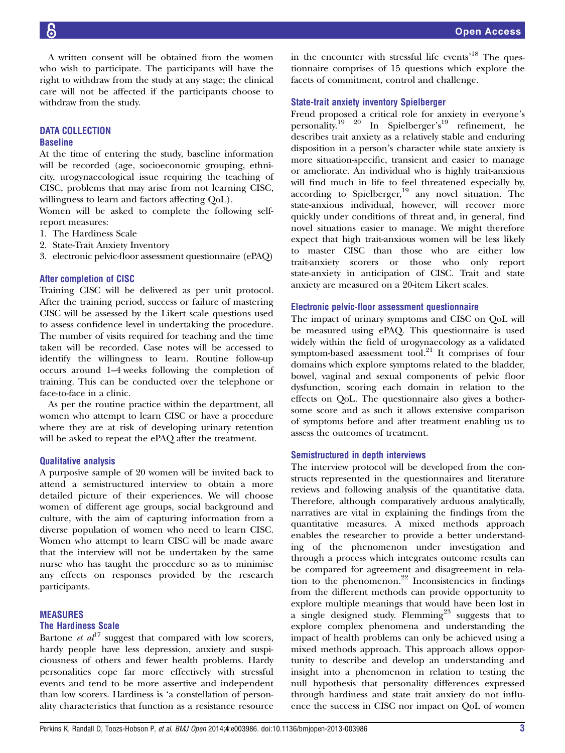A written consent will be obtained from the women who wish to participate. The participants will have the right to withdraw from the study at any stage; the clinical care will not be affected if the participants choose to withdraw from the study.

## DATA COLLECTION

### Baseline

At the time of entering the study, baseline information will be recorded (age, socioeconomic grouping, ethnicity, urogynaecological issue requiring the teaching of CISC, problems that may arise from not learning CISC, willingness to learn and factors affecting QoL).

Women will be asked to complete the following self-report measures:

1. The Hardiness Scale
2. State-Trait Anxiety Inventory
3. electronic pelvic-floor assessment questionnaire (ePAQ)

### After completion of CISC

Training CISC will be delivered as per unit protocol. After the training period, success or failure of mastering CISC will be assessed by the Likert scale questions used to assess confidence level in undertaking the procedure. The number of visits required for teaching and the time taken will be recorded. Case notes will be accessed to identify the willingness to learn. Routine follow-up occurs around 1–4 weeks following the completion of training. This can be conducted over the telephone or face-to-face in a clinic.

As per the routine practice within the department, all women who attempt to learn CISC or have a procedure where they are at risk of developing urinary retention will be asked to repeat the ePAQ after the treatment.

### Qualitative analysis

A purposive sample of 20 women will be invited back to attend a semistructured interview to obtain a more detailed picture of their experiences. We will choose women of different age groups, social background and culture, with the aim of capturing information from a diverse population of women who need to learn CISC. Women who attempt to learn CISC will be made aware that the interview will not be undertaken by the same nurse who has taught the procedure so as to minimise any effects on responses provided by the research participants.

## MEASURES

### The Hardiness Scale

Bartone *et al*[17] suggest that compared with low scorers, hardy people have less depression, anxiety and suspiciousness of others and fewer health problems. Hardy personalities cope far more effectively with stressful events and tend to be more assertive and independent than low scorers. Hardiness is 'a constellation of personality characteristics that function as a resistance resource in the encounter with stressful life events'[18] The questionnaire comprises of 15 questions which explore the facets of commitment, control and challenge.

### State-trait anxiety inventory Spielberger

Freud proposed a critical role for anxiety in everyone's personality.[19 20] In Spielberger's[19] refinement, he describes trait anxiety as a relatively stable and enduring disposition in a person's character while state anxiety is more situation-specific, transient and easier to manage or ameliorate. An individual who is highly trait-anxious will find much in life to feel threatened especially by, according to Spielberger,[19] any novel situation. The state-anxious individual, however, will recover more quickly under conditions of threat and, in general, find novel situations easier to manage. We might therefore expect that high trait-anxious women will be less likely to master CISC than those who are either low trait-anxiety scorers or those who only report state-anxiety in anticipation of CISC. Trait and state anxiety are measured on a 20-item Likert scales.

### Electronic pelvic-floor assessment questionnaire

The impact of urinary symptoms and CISC on QoL will be measured using ePAQ. This questionnaire is used widely within the field of urogynaecology as a validated symptom-based assessment tool.[21] It comprises of four domains which explore symptoms related to the bladder, bowel, vaginal and sexual components of pelvic floor dysfunction, scoring each domain in relation to the effects on QoL. The questionnaire also gives a bothersome score and as such it allows extensive comparison of symptoms before and after treatment enabling us to assess the outcomes of treatment.

### Semistructured in depth interviews

The interview protocol will be developed from the constructs represented in the questionnaires and literature reviews and following analysis of the quantitative data. Therefore, although comparatively arduous analytically, narratives are vital in explaining the findings from the quantitative measures. A mixed methods approach enables the researcher to provide a better understanding of the phenomenon under investigation and through a process which integrates outcome results can be compared for agreement and disagreement in relation to the phenomenon.[22] Inconsistencies in findings from the different methods can provide opportunity to explore multiple meanings that would have been lost in a single designed study. Flemming[23] suggests that to explore complex phenomena and understanding the impact of health problems can only be achieved using a mixed methods approach. This approach allows opportunity to describe and develop an understanding and insight into a phenomenon in relation to testing the null hypothesis that personality differences expressed through hardiness and state trait anxiety do not influence the success in CISC nor impact on QoL of women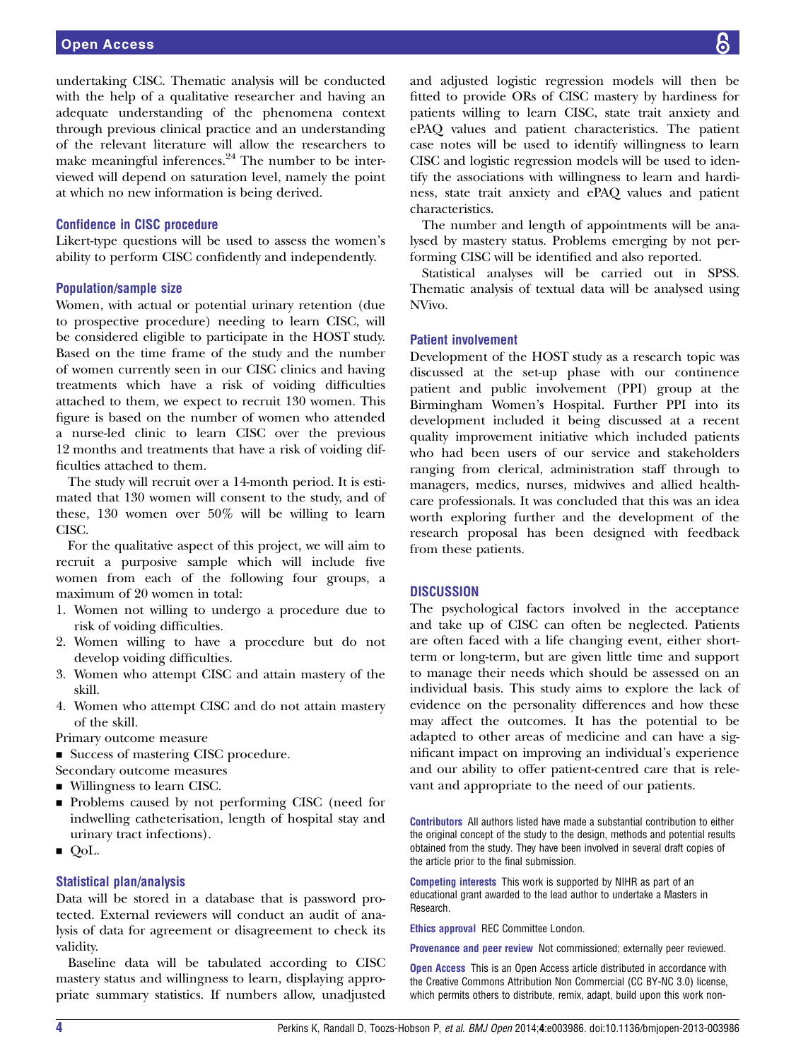undertaking CISC. Thematic analysis will be conducted with the help of a qualitative researcher and having an adequate understanding of the phenomena context through previous clinical practice and an understanding of the relevant literature will allow the researchers to make meaningful inferences.[24] The number to be interviewed will depend on saturation level, namely the point at which no new information is being derived.

### Confidence in CISC procedure

Likert-type questions will be used to assess the women's ability to perform CISC confidently and independently.

### Population/sample size

Women, with actual or potential urinary retention (due to prospective procedure) needing to learn CISC, will be considered eligible to participate in the HOST study. Based on the time frame of the study and the number of women currently seen in our CISC clinics and having treatments which have a risk of voiding difficulties attached to them, we expect to recruit 130 women. This figure is based on the number of women who attended a nurse-led clinic to learn CISC over the previous 12 months and treatments that have a risk of voiding difficulties attached to them.

The study will recruit over a 14-month period. It is estimated that 130 women will consent to the study, and of these, 130 women over 50% will be willing to learn CISC.

For the qualitative aspect of this project, we will aim to recruit a purposive sample which will include five women from each of the following four groups, a maximum of 20 women in total:

1. Women not willing to undergo a procedure due to risk of voiding difficulties.
2. Women willing to have a procedure but do not develop voiding difficulties.
3. Women who attempt CISC and attain mastery of the skill.
4. Women who attempt CISC and do not attain mastery of the skill.

Primary outcome measure

- Success of mastering CISC procedure.

Secondary outcome measures

- Willingness to learn CISC.
- Problems caused by not performing CISC (need for indwelling catheterisation, length of hospital stay and urinary tract infections).
- QoL.

### Statistical plan/analysis

Data will be stored in a database that is password protected. External reviewers will conduct an audit of analysis of data for agreement or disagreement to check its validity.

Baseline data will be tabulated according to CISC mastery status and willingness to learn, displaying appropriate summary statistics. If numbers allow, unadjusted and adjusted logistic regression models will then be fitted to provide ORs of CISC mastery by hardiness for patients willing to learn CISC, state trait anxiety and ePAQ values and patient characteristics. The patient case notes will be used to identify willingness to learn CISC and logistic regression models will be used to identify the associations with willingness to learn and hardiness, state trait anxiety and ePAQ values and patient characteristics.

The number and length of appointments will be analysed by mastery status. Problems emerging by not performing CISC will be identified and also reported.

Statistical analyses will be carried out in SPSS. Thematic analysis of textual data will be analysed using NVivo.

### Patient involvement

Development of the HOST study as a research topic was discussed at the set-up phase with our continence patient and public involvement (PPI) group at the Birmingham Women's Hospital. Further PPI into its development included it being discussed at a recent quality improvement initiative which included patients who had been users of our service and stakeholders ranging from clerical, administration staff through to managers, medics, nurses, midwives and allied healthcare professionals. It was concluded that this was an idea worth exploring further and the development of the research proposal has been designed with feedback from these patients.

## DISCUSSION

The psychological factors involved in the acceptance and take up of CISC can often be neglected. Patients are often faced with a life changing event, either short-term or long-term, but are given little time and support to manage their needs which should be assessed on an individual basis. This study aims to explore the lack of evidence on the personality differences and how these may affect the outcomes. It has the potential to be adapted to other areas of medicine and can have a significant impact on improving an individual's experience and our ability to offer patient-centred care that is relevant and appropriate to the need of our patients.

**Contributors** All authors listed have made a substantial contribution to either the original concept of the study to the design, methods and potential results obtained from the study. They have been involved in several draft copies of the article prior to the final submission.

**Competing interests** This work is supported by NIHR as part of an educational grant awarded to the lead author to undertake a Masters in Research.

**Ethics approval** REC Committee London.

**Provenance and peer review** Not commissioned; externally peer reviewed.

**Open Access** This is an Open Access article distributed in accordance with the Creative Commons Attribution Non Commercial (CC BY-NC 3.0) license, which permits others to distribute, remix, adapt, build upon this work non-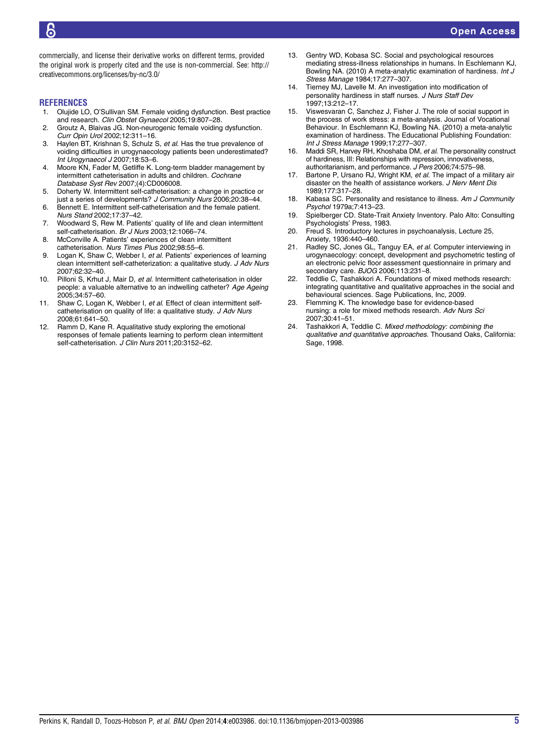commercially, and license their derivative works on different terms, provided the original work is properly cited and the use is non-commercial. See: http://creativecommons.org/licenses/by-nc/3.0/

## REFERENCES

1. Olujide LO, O'Sullivan SM. Female voiding dysfunction. Best practice and research. *Clin Obstet Gynaecol* 2005;19:807–28.
2. Groutz A, Blaivas JG. Non-neurogenic female voiding dysfunction. *Curr Opin Urol* 2002;12:311–16.
3. Haylen BT, Krishnan S, Schulz S, *et al.* Has the true prevalence of voiding difficulties in urogynaecology patients been underestimated? *Int Urogynaecol J* 2007;18:53–6.
4. Moore KN, Fader M, Getliffe K. Long-term bladder management by intermittent catheterisation in adults and children. *Cochrane Database Syst Rev* 2007;(4):CD006008.
5. Doherty W. Intermittent self-catheterisation: a change in practice or just a series of developments? *J Community Nurs* 2006;20:38–44.
6. Bennett E. Intermittent self-catheterisation and the female patient. *Nurs Stand* 2002;17:37–42.
7. Woodward S, Rew M. Patients' quality of life and clean intermittent self-catheterisation. *Br J Nurs* 2003;12:1066–74.
8. McConville A. Patients' experiences of clean intermittent catheterisation. *Nurs Times Plus* 2002;98:55–6.
9. Logan K, Shaw C, Webber I, *et al.* Patients' experiences of learning clean intermittent self-catheterization: a qualitative study. *J Adv Nurs* 2007;62:32–40.
10. Pilloni S, Krhut J, Mair D, *et al.* Intermittent catheterisation in older people: a valuable alternative to an indwelling catheter? *Age Ageing* 2005;34:57–60.
11. Shaw C, Logan K, Webber I, *et al.* Effect of clean intermittent self-catheterisation on quality of life: a qualitative study. *J Adv Nurs* 2008;61:641–50.
12. Ramm D, Kane R. Aqualitative study exploring the emotional responses of female patients learning to perform clean intermittent self-catheterisation. *J Clin Nurs* 2011;20:3152–62.
13. Gentry WD, Kobasa SC. Social and psychological resources mediating stress-illness relationships in humans. In Eschlemann KJ, Bowling NA. (2010) A meta-analytic examination of hardiness. *Int J Stress Manage* 1984;17:277–307.
14. Tierney MJ, Lavelle M. An investigation into modification of personality hardiness in staff nurses. *J Nurs Staff Dev* 1997;13:212–17.
15. Viswesvaran C, Sanchez J, Fisher J. The role of social support in the process of work stress: a meta-analysis. Journal of Vocational Behaviour. In Eschlemann KJ, Bowling NA. (2010) a meta-analytic examination of hardiness. The Educational Publishing Foundation: *Int J Stress Manage* 1999;17:277–307.
16. Maddi SR, Harvey RH, Khoshaba DM, *et al.* The personality construct of hardiness, III: Relationships with repression, innovativeness, authoritarianism, and performance. *J Pers* 2006;74:575–98.
17. Bartone P, Ursano RJ, Wright KM, *et al.* The impact of a military air disaster on the health of assistance workers. *J Nerv Ment Dis* 1989;177:317–28.
18. Kabasa SC. Personality and resistance to illness. *Am J Community Psychol* 1979a;7:413–23.
19. Spielberger CD. State-Trait Anxiety Inventory. Palo Alto: Consulting Psychologists' Press, 1983.
20. Freud S. Introductory lectures in psychoanalysis, Lecture 25, Anxiety, 1936:440–460.
21. Radley SC, Jones GL, Tanguy EA, *et al.* Computer interviewing in urogynaecology: concept, development and psychometric testing of an electronic pelvic floor assessment questionnaire in primary and secondary care. *BJOG* 2006;113:231–8.
22. Teddlie C, Tashakkori A. Foundations of mixed methods research: integrating quantitative and qualitative approaches in the social and behavioural sciences. Sage Publications, Inc, 2009.
23. Flemming K. The knowledge base for evidence-based nursing: a role for mixed methods research. *Adv Nurs Sci* 2007;30:41–51.
24. Tashakkori A, Teddlie C. *Mixed methodology: combining the qualitative and quantitative approaches.* Thousand Oaks, California: Sage, 1998.